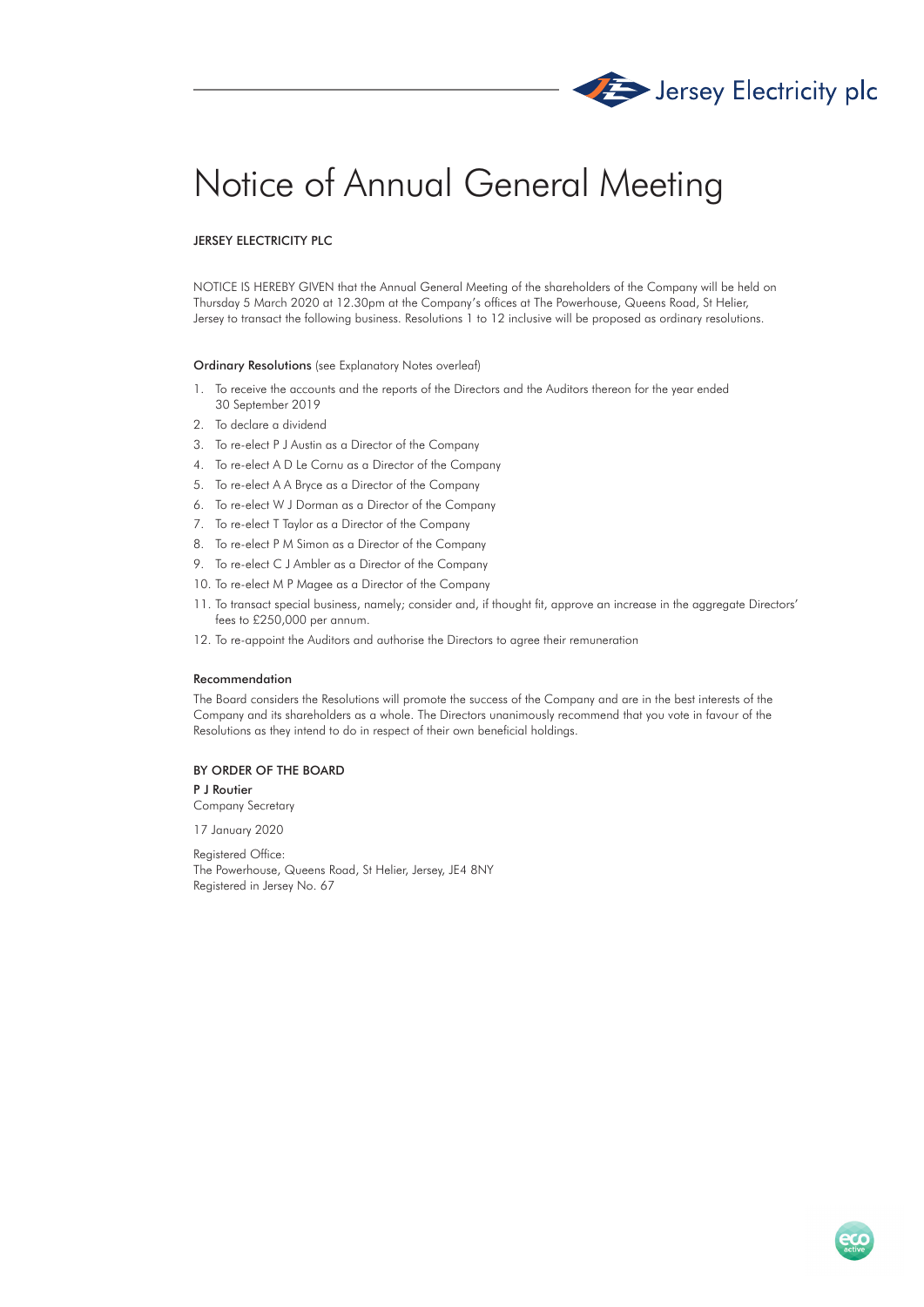Jersey Electricity plc

# Notice of Annual General Meeting

**JERSEY ELECTRICITY PLC**

NOTICE IS HEREBY GIVEN that the Annual General Meeting of the shareholders of the Company will be held on Thursday 5 March 2020 at 12.30pm at the Company's offices at The Powerhouse, Queens Road, St Helier, Jersey to transact the following business. Resolutions 1 to 12 inclusive will be proposed as ordinary resolutions.

**Ordinary Resolutions** (see Explanatory Notes overleaf)

1. To receive the accounts and the reports of the Directors and the Auditors thereon for the year ended 30 September 2019
2. To declare a dividend
3. To re-elect P J Austin as a Director of the Company
4. To re-elect A D Le Cornu as a Director of the Company
5. To re-elect A A Bryce as a Director of the Company
6. To re-elect W J Dorman as a Director of the Company
7. To re-elect T Taylor as a Director of the Company
8. To re-elect P M Simon as a Director of the Company
9. To re-elect C J Ambler as a Director of the Company
10. To re-elect M P Magee as a Director of the Company
11. To transact special business, namely; consider and, if thought fit, approve an increase in the aggregate Directors' fees to £250,000 per annum.
12. To re-appoint the Auditors and authorise the Directors to agree their remuneration

**Recommendation**

The Board considers the Resolutions will promote the success of the Company and are in the best interests of the Company and its shareholders as a whole. The Directors unanimously recommend that you vote in favour of the Resolutions as they intend to do in respect of their own beneficial holdings.

**BY ORDER OF THE BOARD**

**P J Routier**
Company Secretary

17 January 2020

Registered Office:
The Powerhouse, Queens Road, St Helier, Jersey, JE4 8NY
Registered in Jersey No. 67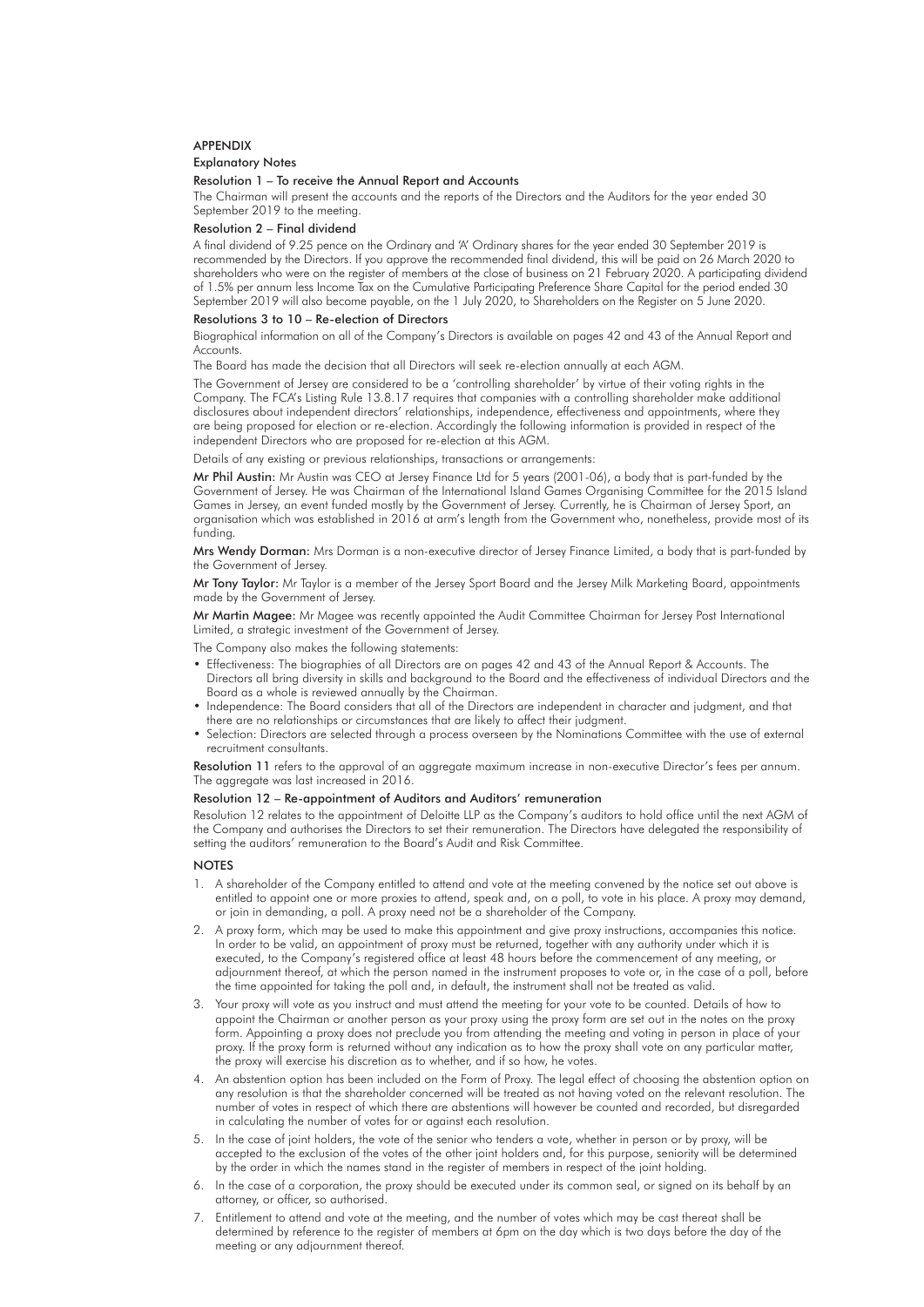## APPENDIX

### Explanatory Notes

#### Resolution 1 – To receive the Annual Report and Accounts

The Chairman will present the accounts and the reports of the Directors and the Auditors for the year ended 30 September 2019 to the meeting.

#### Resolution 2 – Final dividend

A final dividend of 9.25 pence on the Ordinary and 'A' Ordinary shares for the year ended 30 September 2019 is recommended by the Directors. If you approve the recommended final dividend, this will be paid on 26 March 2020 to shareholders who were on the register of members at the close of business on 21 February 2020. A participating dividend of 1.5% per annum less Income Tax on the Cumulative Participating Preference Share Capital for the period ended 30 September 2019 will also become payable, on the 1 July 2020, to Shareholders on the Register on 5 June 2020.

#### Resolutions 3 to 10 – Re-election of Directors

Biographical information on all of the Company's Directors is available on pages 42 and 43 of the Annual Report and Accounts.

The Board has made the decision that all Directors will seek re-election annually at each AGM.

The Government of Jersey are considered to be a 'controlling shareholder' by virtue of their voting rights in the Company. The FCA's Listing Rule 13.8.17 requires that companies with a controlling shareholder make additional disclosures about independent directors' relationships, independence, effectiveness and appointments, where they are being proposed for election or re-election. Accordingly the following information is provided in respect of the independent Directors who are proposed for re-election at this AGM.

Details of any existing or previous relationships, transactions or arrangements:

**Mr Phil Austin:** Mr Austin was CEO at Jersey Finance Ltd for 5 years (2001-06), a body that is part-funded by the Government of Jersey. He was Chairman of the International Island Games Organising Committee for the 2015 Island Games in Jersey, an event funded mostly by the Government of Jersey. Currently, he is Chairman of Jersey Sport, an organisation which was established in 2016 at arm's length from the Government who, nonetheless, provide most of its funding.

**Mrs Wendy Dorman:** Mrs Dorman is a non-executive director of Jersey Finance Limited, a body that is part-funded by the Government of Jersey.

**Mr Tony Taylor:** Mr Taylor is a member of the Jersey Sport Board and the Jersey Milk Marketing Board, appointments made by the Government of Jersey.

**Mr Martin Magee:** Mr Magee was recently appointed the Audit Committee Chairman for Jersey Post International Limited, a strategic investment of the Government of Jersey.

The Company also makes the following statements:

- Effectiveness: The biographies of all Directors are on pages 42 and 43 of the Annual Report & Accounts. The Directors all bring diversity in skills and background to the Board and the effectiveness of individual Directors and the Board as a whole is reviewed annually by the Chairman.
- Independence: The Board considers that all of the Directors are independent in character and judgment, and that there are no relationships or circumstances that are likely to affect their judgment.
- Selection: Directors are selected through a process overseen by the Nominations Committee with the use of external recruitment consultants.

**Resolution 11** refers to the approval of an aggregate maximum increase in non-executive Director's fees per annum. The aggregate was last increased in 2016.

#### Resolution 12 – Re-appointment of Auditors and Auditors' remuneration

Resolution 12 relates to the appointment of Deloitte LLP as the Company's auditors to hold office until the next AGM of the Company and authorises the Directors to set their remuneration. The Directors have delegated the responsibility of setting the auditors' remuneration to the Board's Audit and Risk Committee.

### NOTES

1. A shareholder of the Company entitled to attend and vote at the meeting convened by the notice set out above is entitled to appoint one or more proxies to attend, speak and, on a poll, to vote in his place. A proxy may demand, or join in demanding, a poll. A proxy need not be a shareholder of the Company.
2. A proxy form, which may be used to make this appointment and give proxy instructions, accompanies this notice. In order to be valid, an appointment of proxy must be returned, together with any authority under which it is executed, to the Company's registered office at least 48 hours before the commencement of any meeting, or adjournment thereof, at which the person named in the instrument proposes to vote or, in the case of a poll, before the time appointed for taking the poll and, in default, the instrument shall not be treated as valid.
3. Your proxy will vote as you instruct and must attend the meeting for your vote to be counted. Details of how to appoint the Chairman or another person as your proxy using the proxy form are set out in the notes on the proxy form. Appointing a proxy does not preclude you from attending the meeting and voting in person in place of your proxy. If the proxy form is returned without any indication as to how the proxy shall vote on any particular matter, the proxy will exercise his discretion as to whether, and if so how, he votes.
4. An abstention option has been included on the Form of Proxy. The legal effect of choosing the abstention option on any resolution is that the shareholder concerned will be treated as not having voted on the relevant resolution. The number of votes in respect of which there are abstentions will however be counted and recorded, but disregarded in calculating the number of votes for or against each resolution.
5. In the case of joint holders, the vote of the senior who tenders a vote, whether in person or by proxy, will be accepted to the exclusion of the votes of the other joint holders and, for this purpose, seniority will be determined by the order in which the names stand in the register of members in respect of the joint holding.
6. In the case of a corporation, the proxy should be executed under its common seal, or signed on its behalf by an attorney, or officer, so authorised.
7. Entitlement to attend and vote at the meeting, and the number of votes which may be cast thereat shall be determined by reference to the register of members at 6pm on the day which is two days before the day of the meeting or any adjournment thereof.